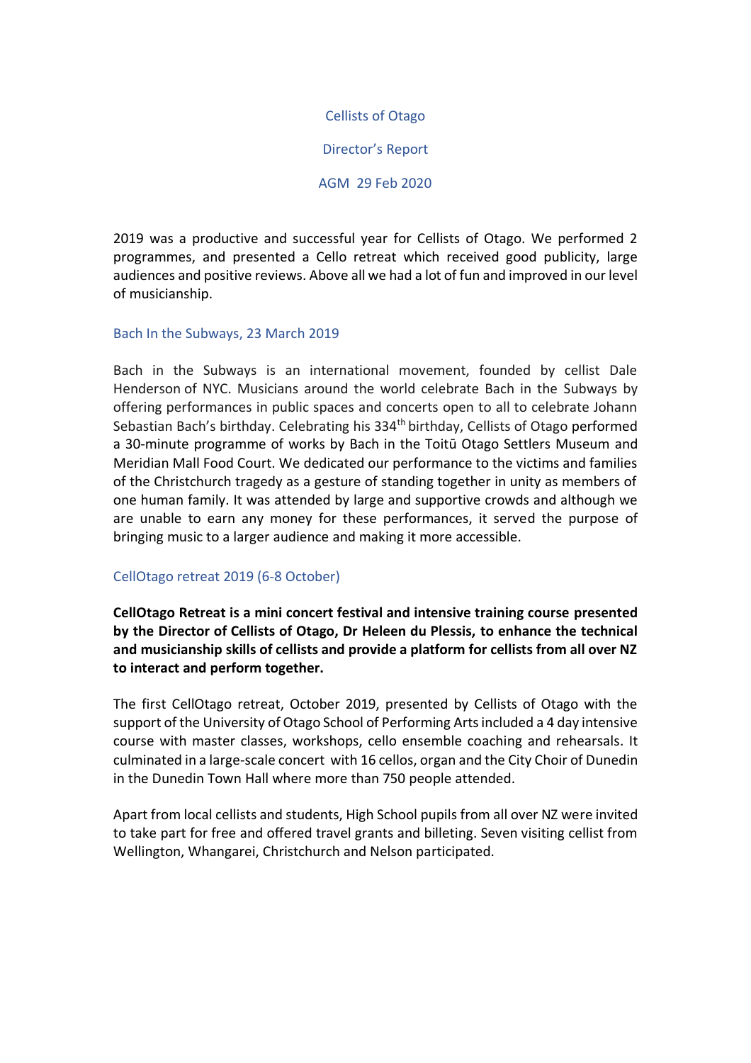# Cellists of Otago

## Director's Report

## AGM 29 Feb 2020

2019 was a productive and successful year for Cellists of Otago. We performed 2 programmes, and presented a Cello retreat which received good publicity, large audiences and positive reviews. Above all we had a lot of fun and improved in our level of musicianship.

### Bach In the Subways, 23 March 2019

Bach in the Subways is an international movement, founded by cellist Dale Henderson of NYC. Musicians around the world celebrate Bach in the Subways by offering performances in public spaces and concerts open to all to celebrate Johann Sebastian Bach's birthday. Celebrating his 334th birthday, Cellists of Otago performed a 30-minute programme of works by Bach in the Toitū Otago Settlers Museum and Meridian Mall Food Court. We dedicated our performance to the victims and families of the Christchurch tragedy as a gesture of standing together in unity as members of one human family. It was attended by large and supportive crowds and although we are unable to earn any money for these performances, it served the purpose of bringing music to a larger audience and making it more accessible.

### CellOtago retreat 2019 (6-8 October)

**CellOtago Retreat is a mini concert festival and intensive training course presented by the Director of Cellists of Otago, Dr Heleen du Plessis, to enhance the technical and musicianship skills of cellists and provide a platform for cellists from all over NZ to interact and perform together.**

The first CellOtago retreat, October 2019, presented by Cellists of Otago with the support of the University of Otago School of Performing Arts included a 4 day intensive course with master classes, workshops, cello ensemble coaching and rehearsals. It culminated in a large-scale concert with 16 cellos, organ and the City Choir of Dunedin in the Dunedin Town Hall where more than 750 people attended.

Apart from local cellists and students, High School pupils from all over NZ were invited to take part for free and offered travel grants and billeting. Seven visiting cellist from Wellington, Whangarei, Christchurch and Nelson participated.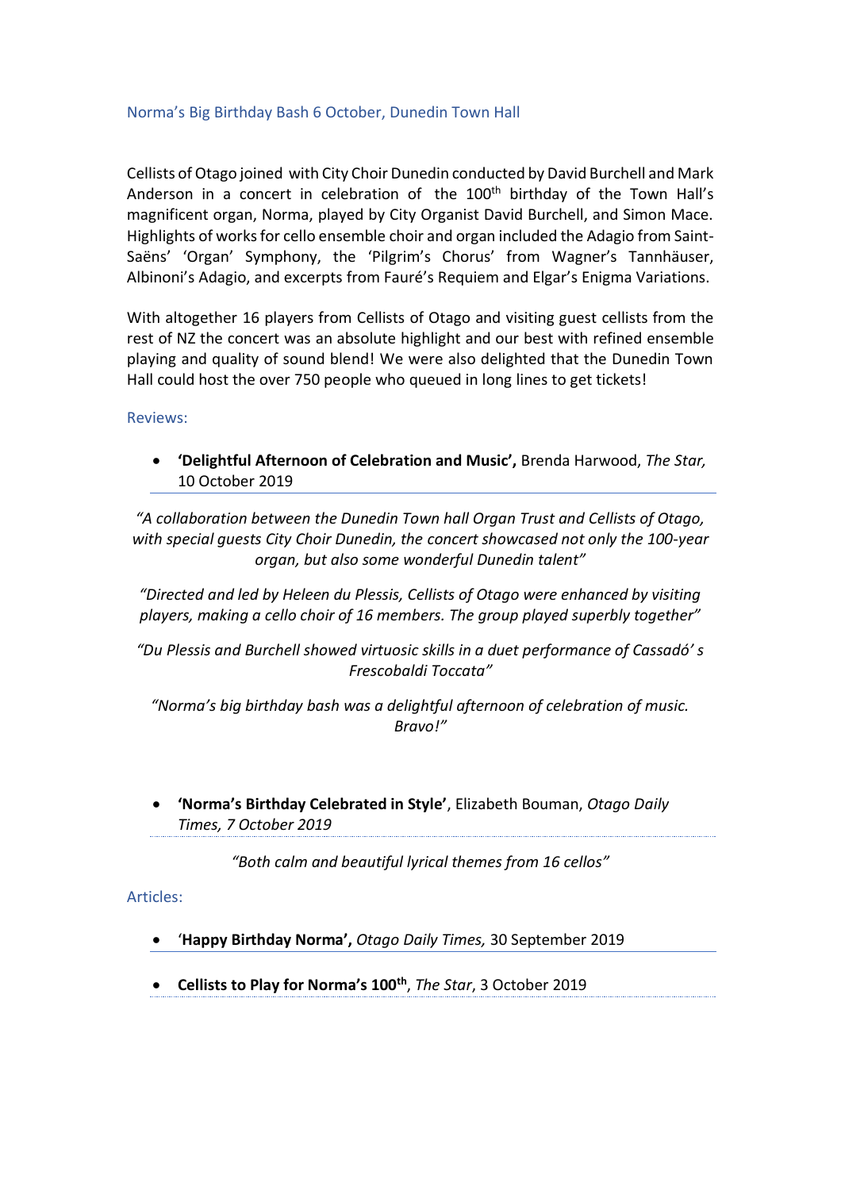## Norma's Big Birthday Bash 6 October, Dunedin Town Hall

Cellists of Otago joined with City Choir Dunedin conducted by David Burchell and Mark Anderson in a concert in celebration of the 100th birthday of the Town Hall's magnificent organ, Norma, played by City Organist David Burchell, and Simon Mace. Highlights of works for cello ensemble choir and organ included the Adagio from Saint-Saëns' 'Organ' Symphony, the 'Pilgrim's Chorus' from Wagner's Tannhäuser, Albinoni's Adagio, and excerpts from Fauré's Requiem and Elgar's Enigma Variations.

With altogether 16 players from Cellists of Otago and visiting guest cellists from the rest of NZ the concert was an absolute highlight and our best with refined ensemble playing and quality of sound blend! We were also delighted that the Dunedin Town Hall could host the over 750 people who queued in long lines to get tickets!

### Reviews:

- **'Delightful Afternoon of Celebration and Music',** Brenda Harwood, *The Star,* 10 October 2019

*"A collaboration between the Dunedin Town hall Organ Trust and Cellists of Otago, with special guests City Choir Dunedin, the concert showcased not only the 100-year organ, but also some wonderful Dunedin talent"*

*"Directed and led by Heleen du Plessis, Cellists of Otago were enhanced by visiting players, making a cello choir of 16 members. The group played superbly together"*

*"Du Plessis and Burchell showed virtuosic skills in a duet performance of Cassadó' s Frescobaldi Toccata"*

*"Norma's big birthday bash was a delightful afternoon of celebration of music. Bravo!"*

- **'Norma's Birthday Celebrated in Style'**, Elizabeth Bouman, *Otago Daily Times, 7 October 2019*

*"Both calm and beautiful lyrical themes from 16 cellos"*

### Articles:

- '**Happy Birthday Norma',** *Otago Daily Times,* 30 September 2019
- **Cellists to Play for Norma's 100th**, *The Star*, 3 October 2019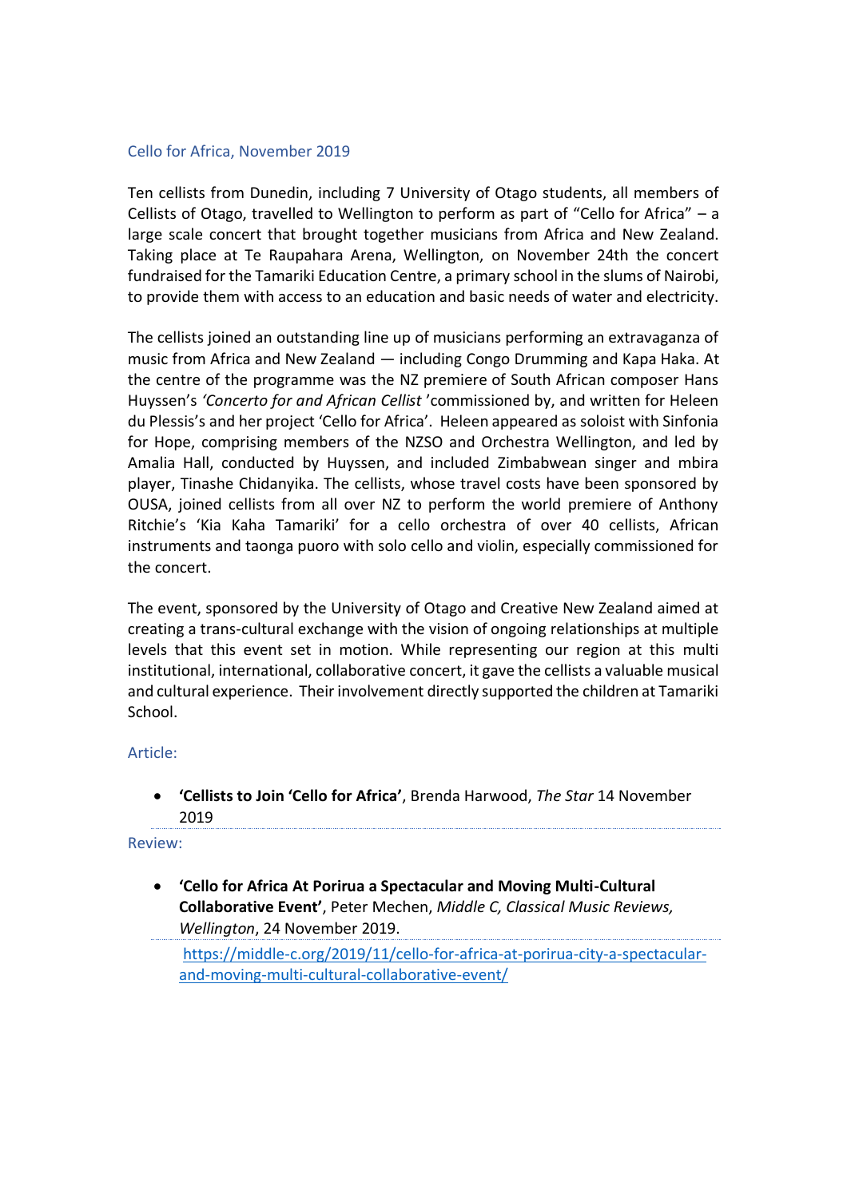## Cello for Africa, November 2019

Ten cellists from Dunedin, including 7 University of Otago students, all members of Cellists of Otago, travelled to Wellington to perform as part of "Cello for Africa" – a large scale concert that brought together musicians from Africa and New Zealand. Taking place at Te Raupahara Arena, Wellington, on November 24th the concert fundraised for the Tamariki Education Centre, a primary school in the slums of Nairobi, to provide them with access to an education and basic needs of water and electricity.

The cellists joined an outstanding line up of musicians performing an extravaganza of music from Africa and New Zealand — including Congo Drumming and Kapa Haka. At the centre of the programme was the NZ premiere of South African composer Hans Huyssen's *'Concerto for and African Cellist* 'commissioned by, and written for Heleen du Plessis's and her project 'Cello for Africa'. Heleen appeared as soloist with Sinfonia for Hope, comprising members of the NZSO and Orchestra Wellington, and led by Amalia Hall, conducted by Huyssen, and included Zimbabwean singer and mbira player, Tinashe Chidanyika. The cellists, whose travel costs have been sponsored by OUSA, joined cellists from all over NZ to perform the world premiere of Anthony Ritchie's 'Kia Kaha Tamariki' for a cello orchestra of over 40 cellists, African instruments and taonga puoro with solo cello and violin, especially commissioned for the concert.

The event, sponsored by the University of Otago and Creative New Zealand aimed at creating a trans-cultural exchange with the vision of ongoing relationships at multiple levels that this event set in motion. While representing our region at this multi institutional, international, collaborative concert, it gave the cellists a valuable musical and cultural experience. Their involvement directly supported the children at Tamariki School.

### Article:

- **'Cellists to Join 'Cello for Africa'**, Brenda Harwood, *The Star* 14 November 2019

### Review:

- **'Cello for Africa At Porirua a Spectacular and Moving Multi-Cultural Collaborative Event'**, Peter Mechen, *Middle C, Classical Music Reviews, Wellington*, 24 November 2019.

  https://middle-c.org/2019/11/cello-for-africa-at-porirua-city-a-spectacular-and-moving-multi-cultural-collaborative-event/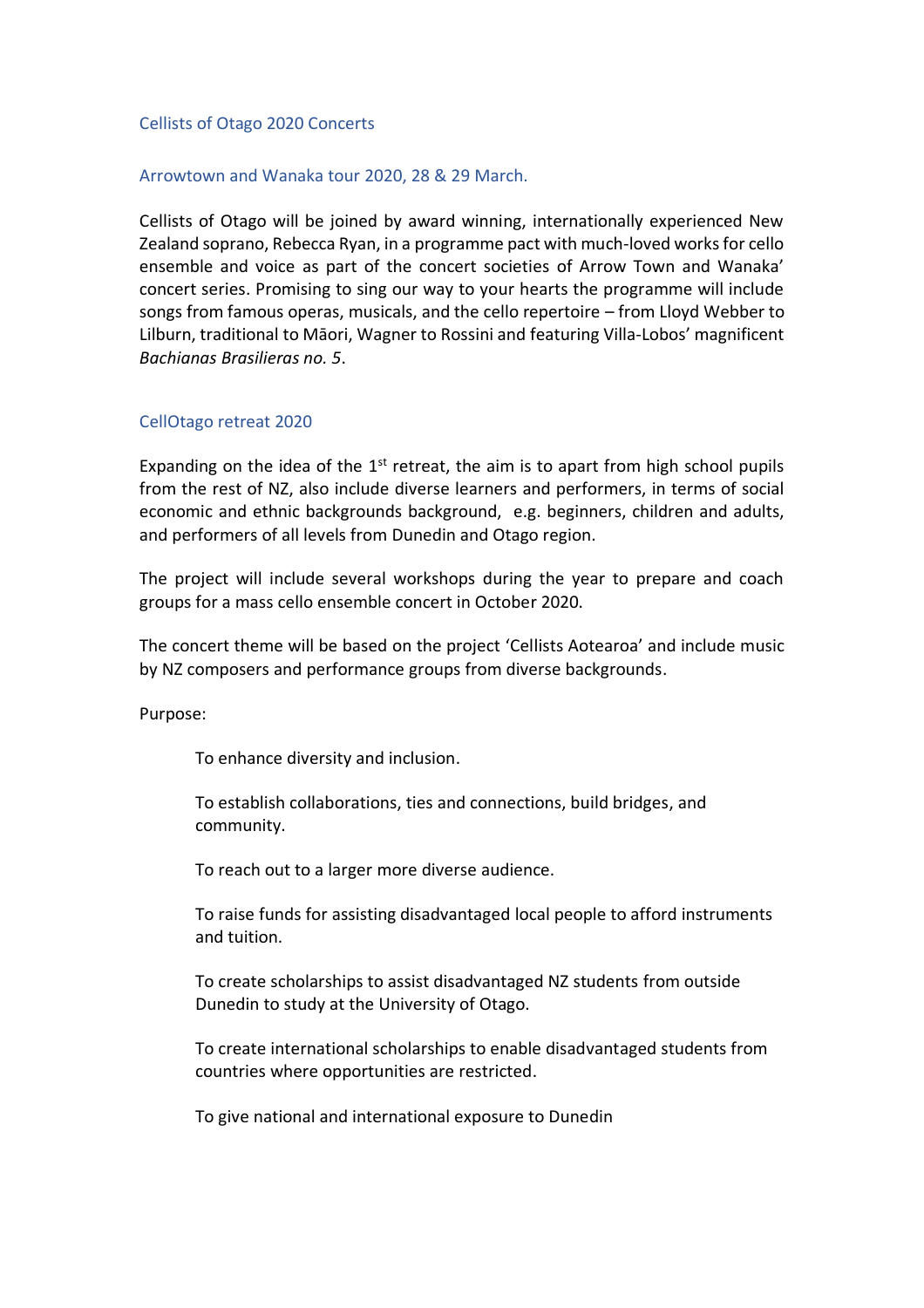## Cellists of Otago 2020 Concerts

### Arrowtown and Wanaka tour 2020, 28 & 29 March.

Cellists of Otago will be joined by award winning, internationally experienced New Zealand soprano, Rebecca Ryan, in a programme pact with much-loved works for cello ensemble and voice as part of the concert societies of Arrow Town and Wanaka' concert series. Promising to sing our way to your hearts the programme will include songs from famous operas, musicals, and the cello repertoire – from Lloyd Webber to Lilburn, traditional to Māori, Wagner to Rossini and featuring Villa-Lobos' magnificent *Bachianas Brasilieras no. 5*.

### CellOtago retreat 2020

Expanding on the idea of the 1st retreat, the aim is to apart from high school pupils from the rest of NZ, also include diverse learners and performers, in terms of social economic and ethnic backgrounds background, e.g. beginners, children and adults, and performers of all levels from Dunedin and Otago region.

The project will include several workshops during the year to prepare and coach groups for a mass cello ensemble concert in October 2020.

The concert theme will be based on the project 'Cellists Aotearoa' and include music by NZ composers and performance groups from diverse backgrounds.

Purpose:

> To enhance diversity and inclusion.
>
> To establish collaborations, ties and connections, build bridges, and community.
>
> To reach out to a larger more diverse audience.
>
> To raise funds for assisting disadvantaged local people to afford instruments and tuition.
>
> To create scholarships to assist disadvantaged NZ students from outside Dunedin to study at the University of Otago.
>
> To create international scholarships to enable disadvantaged students from countries where opportunities are restricted.
>
> To give national and international exposure to Dunedin